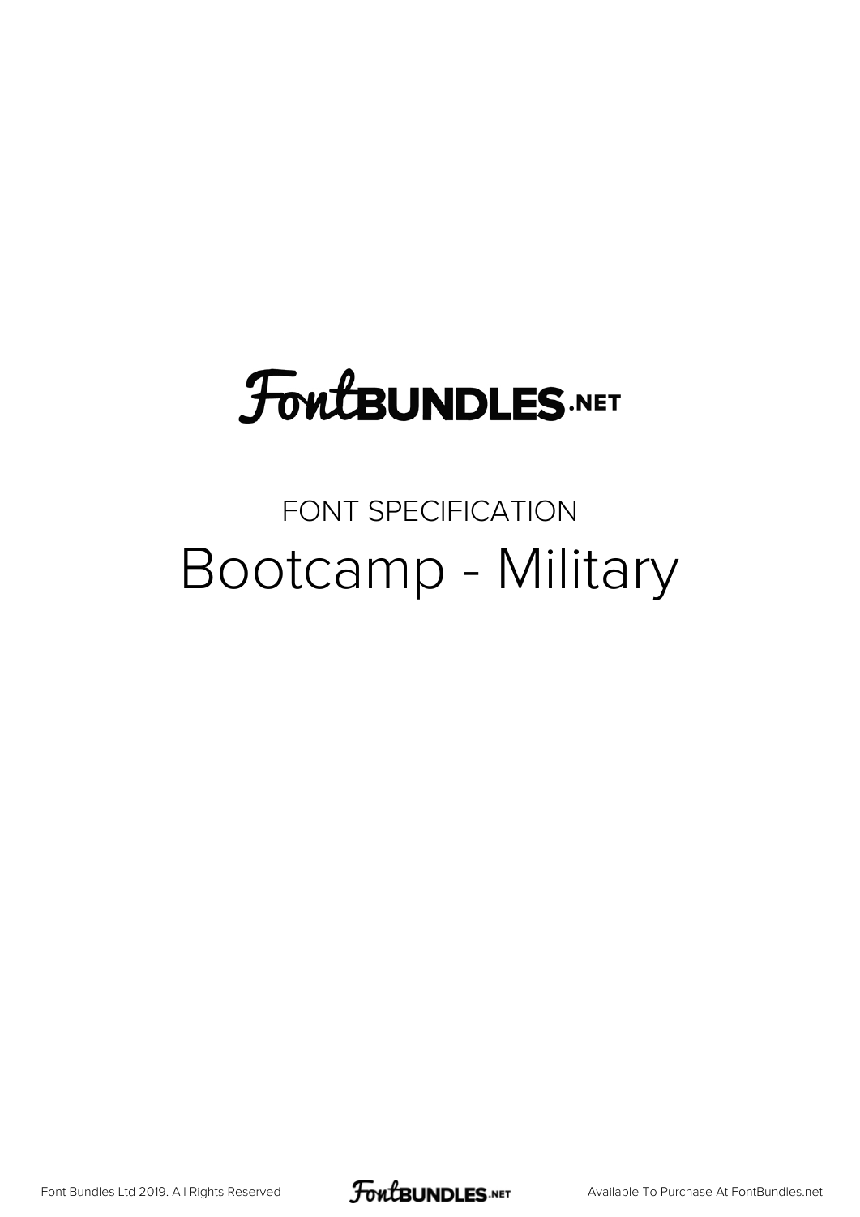# FontBUNDLES.NET

FONT SPECIFICATION

## Bootcamp - Military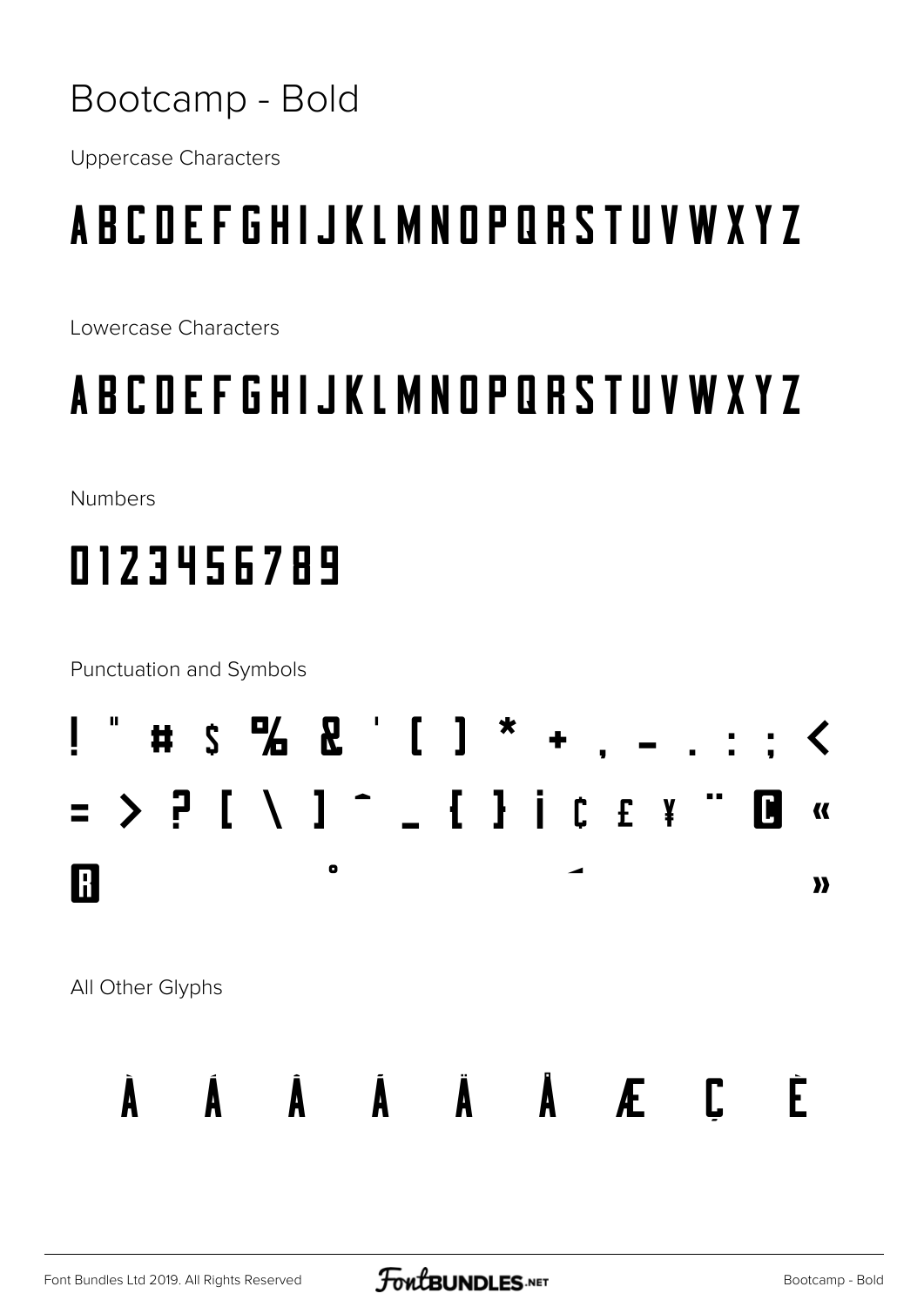# Bootcamp - Bold

Uppercase Characters

ABCDEFGHIJKLMNOPQRSTUVWXYZ

Lowercase Characters

ABCDEFGHIJKLMNOPQRSTUVWXYZ

Numbers

0123456789

Punctuation and Symbols

! " # $ % & ' ( ) * + , - . : ; <
= > ? [ \ ] ^ _ { } ¡ ¢ £ ¥ ¨ © «
® ° ´ »

All Other Glyphs

À Á Â Ã Ä Å Æ Ç È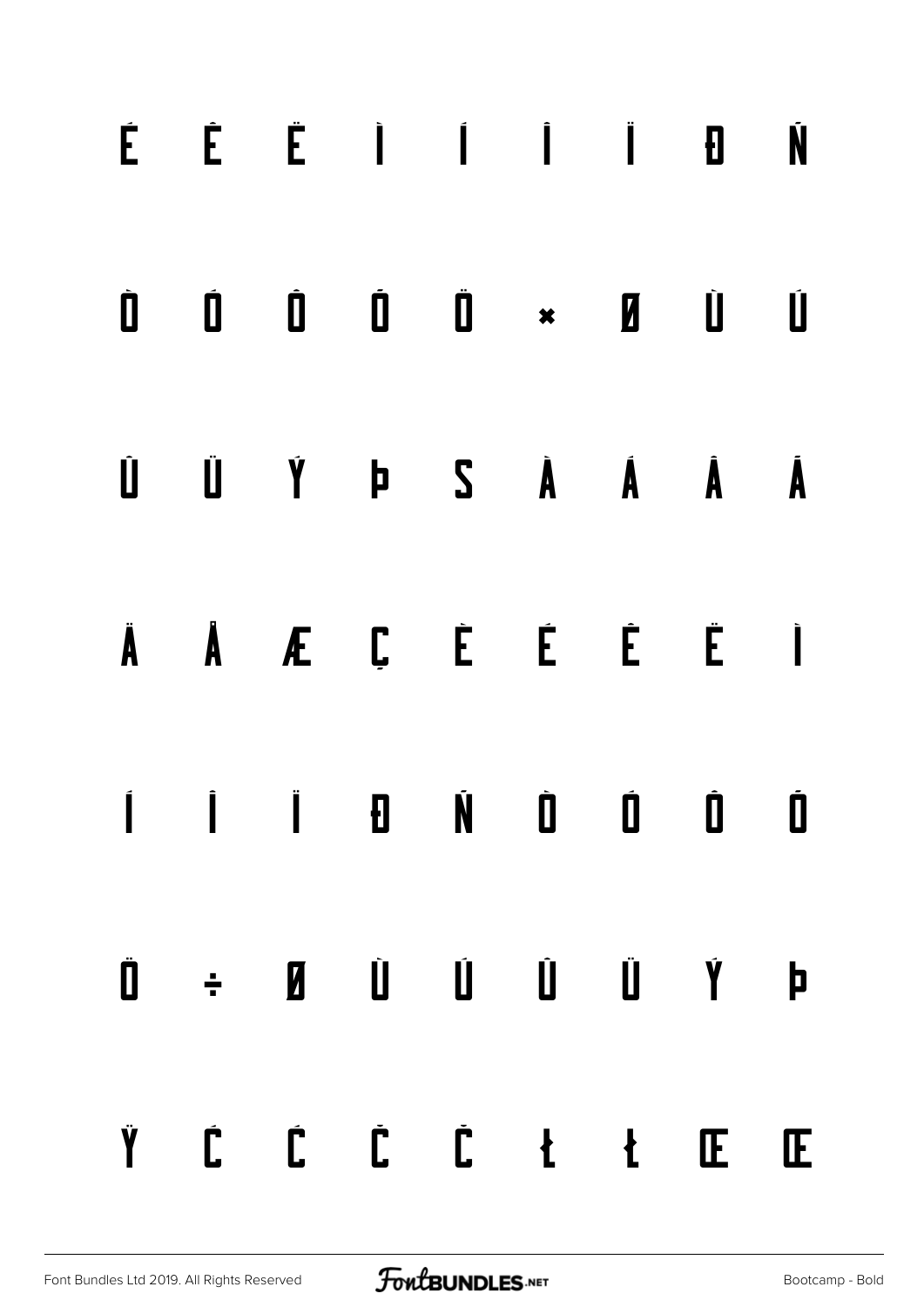É Ê Ë Ì Í Î Ï Đ Ñ

Ò Ó Ô Õ Ö × Ø Ù Ú

Û Ü Ý Þ ß à á â ã

ä å æ ç è é ê ë ì

í î ï ð ñ ò ó ô õ

ö ÷ ø ù ú û ü ý þ

ÿ Ć ć Č č Ł ł Œ œ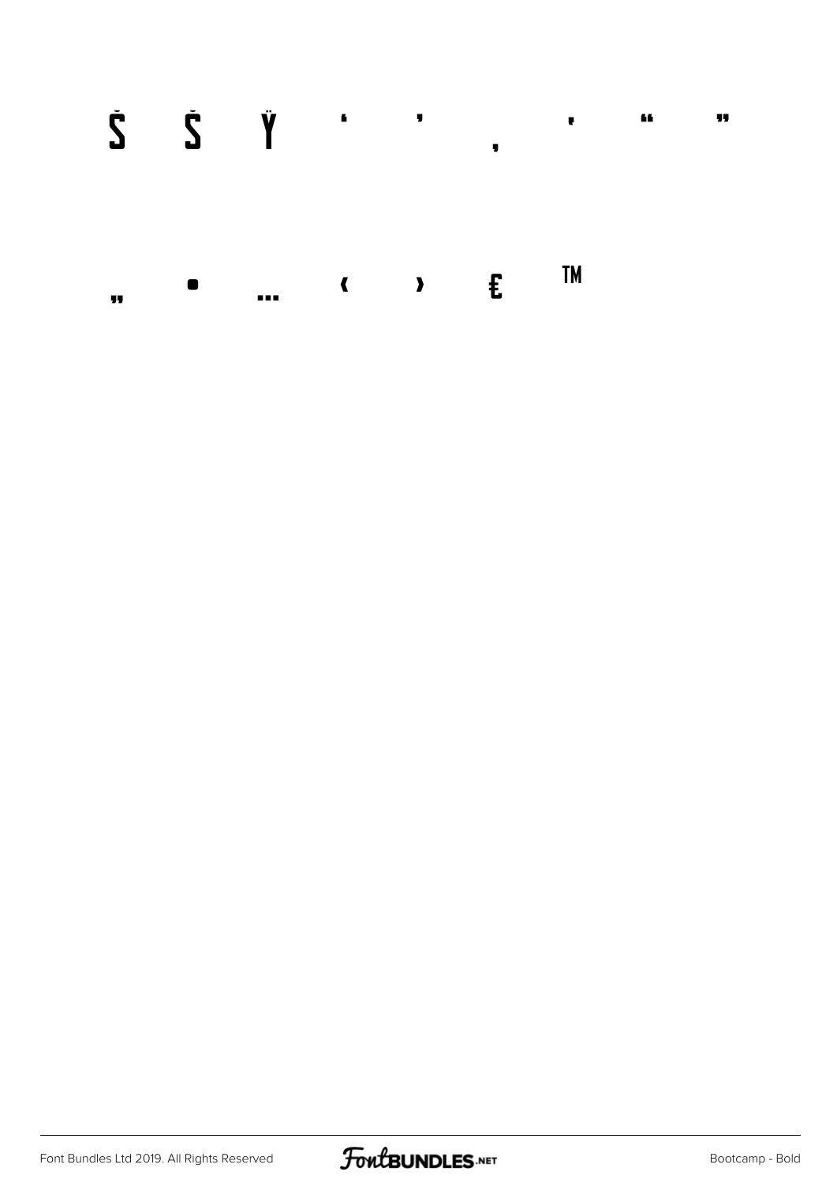Š š Ÿ ‘ ’ ‚ ‛ “ ”

„ • … ‹ › ₤ ™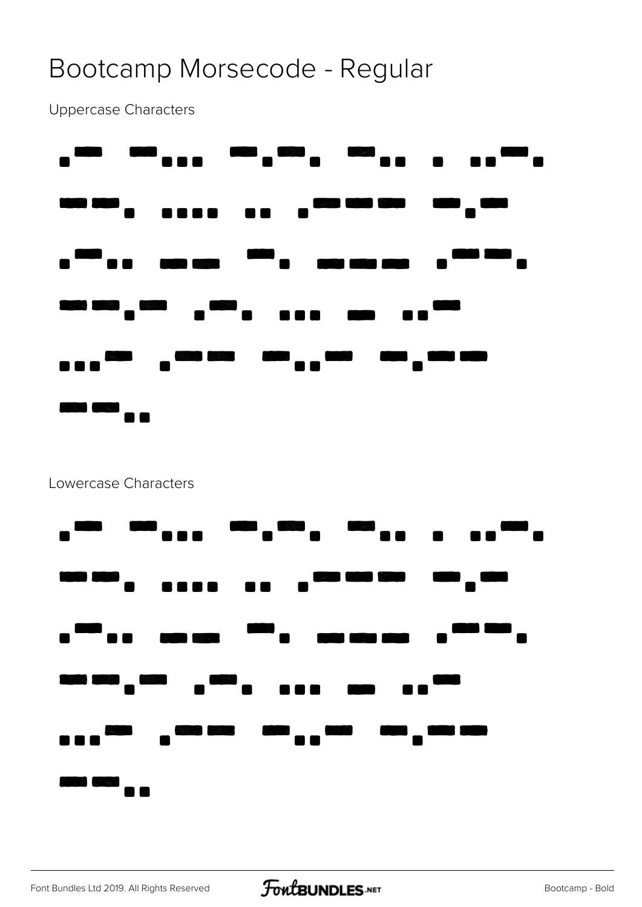# Bootcamp Morsecode - Regular

Uppercase Characters

.- -... -.-. -.. . ..-.

--. .... .. .--- -.-

.-.. -- -. --- .--.

--.- .-. ... - ..-

...- .-- -..- -.--

--..

Lowercase Characters

.- -... -.-. -.. . ..-.

--. .... .. .--- -.-

.-.. -- -. --- .--.

--.- .-. ... - ..-

...- .-- -..- -.--

--..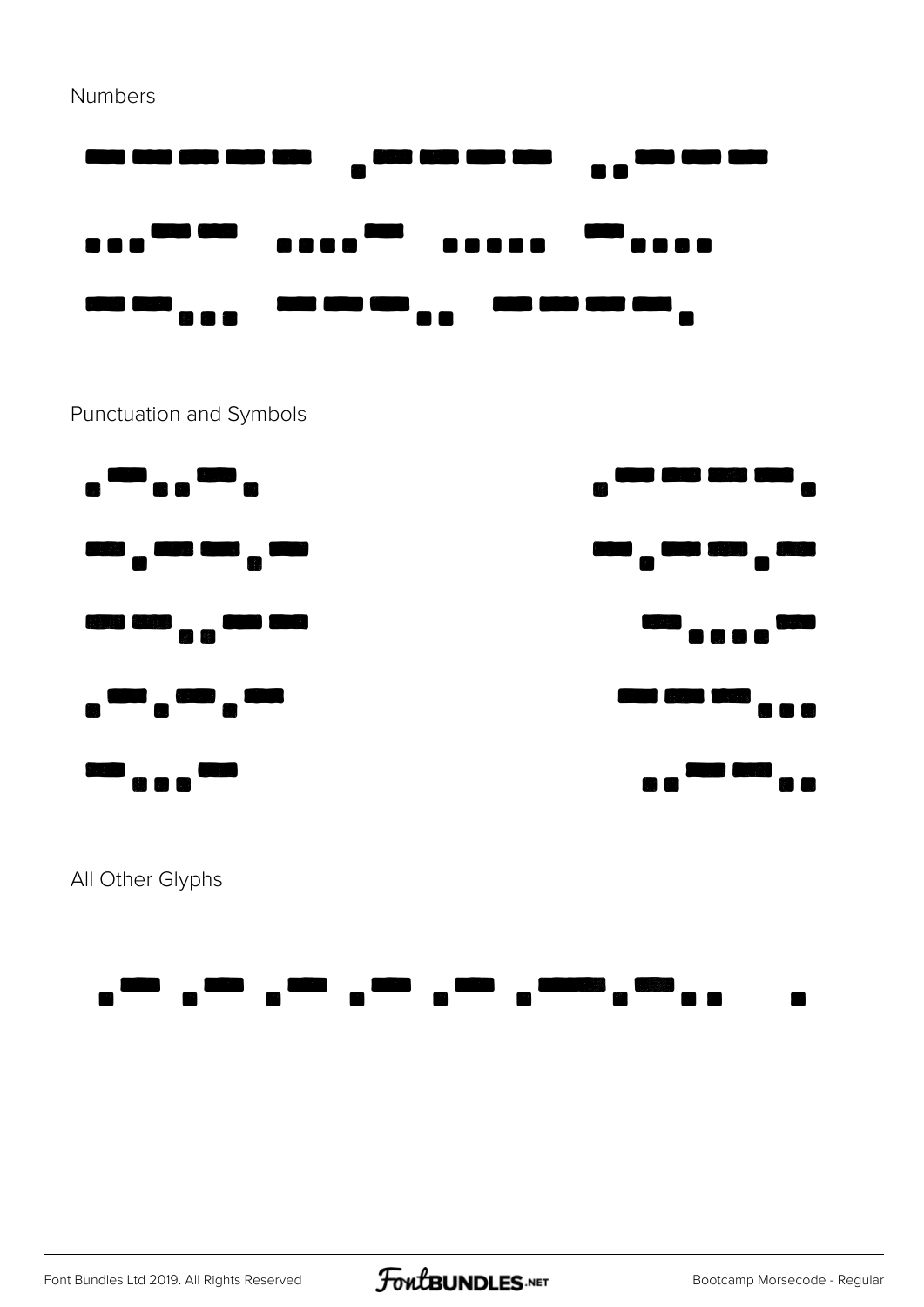Numbers

----- .---- ..--- ...--
....- ..... -....
--... ---.. ----.

Punctuation and Symbols

.-..-. .----.
-.--.- -.--.-
--..-- -....-
.-.-.- ---...
-...- ..--..

All Other Glyphs

.- .- .- .- .- .-.-.. .